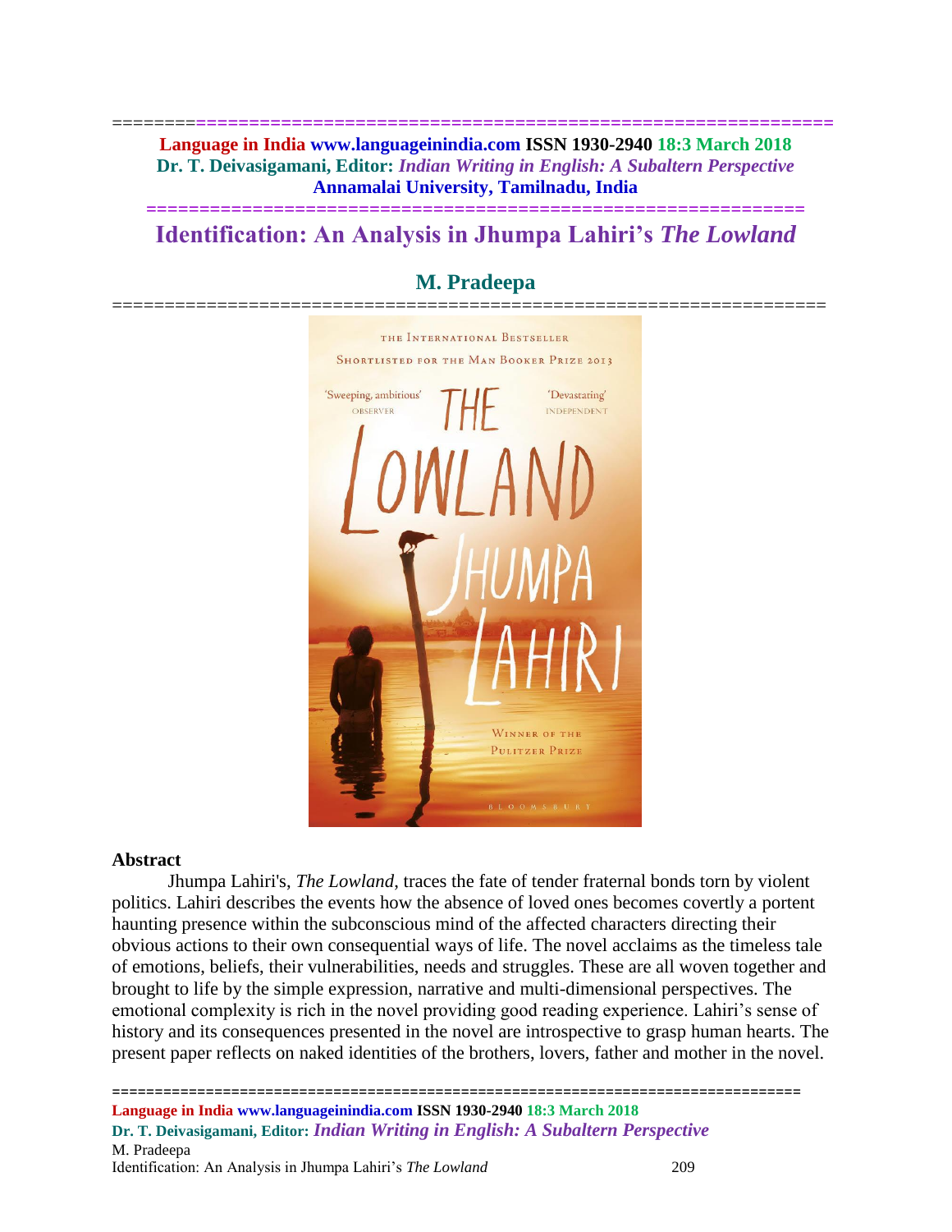# Identification: An Analysis in Jhumpa Lahiri's *The Lowland*

## M. Pradeepa

### Abstract

Jhumpa Lahiri's, *The Lowland*, traces the fate of tender fraternal bonds torn by violent politics. Lahiri describes the events how the absence of loved ones becomes covertly a portent haunting presence within the subconscious mind of the affected characters directing their obvious actions to their own consequential ways of life. The novel acclaims as the timeless tale of emotions, beliefs, their vulnerabilities, needs and struggles. These are all woven together and brought to life by the simple expression, narrative and multi-dimensional perspectives. The emotional complexity is rich in the novel providing good reading experience. Lahiri's sense of history and its consequences presented in the novel are introspective to grasp human hearts. The present paper reflects on naked identities of the brothers, lovers, father and mother in the novel.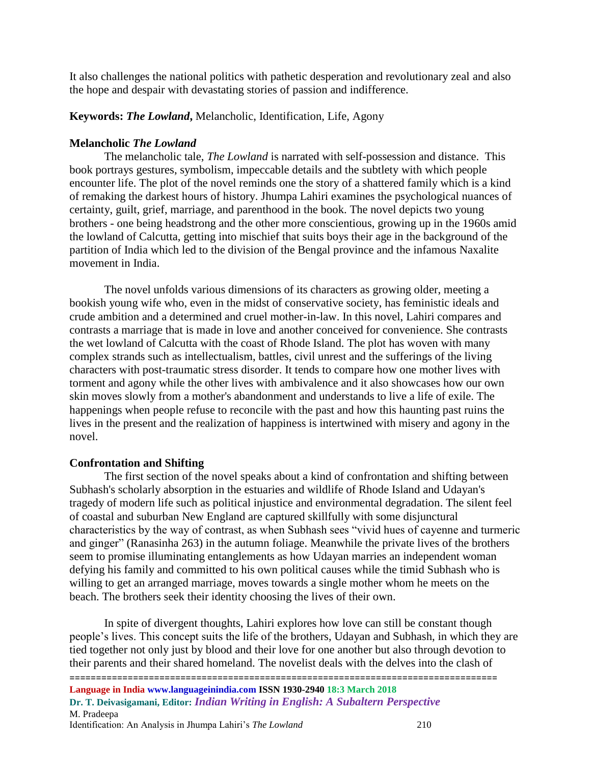It also challenges the national politics with pathetic desperation and revolutionary zeal and also the hope and despair with devastating stories of passion and indifference.

**Keywords:** ***The Lowland*****,** Melancholic, Identification, Life, Agony

### Melancholic *The Lowland*

The melancholic tale, *The Lowland* is narrated with self-possession and distance. This book portrays gestures, symbolism, impeccable details and the subtlety with which people encounter life. The plot of the novel reminds one the story of a shattered family which is a kind of remaking the darkest hours of history. Jhumpa Lahiri examines the psychological nuances of certainty, guilt, grief, marriage, and parenthood in the book. The novel depicts two young brothers - one being headstrong and the other more conscientious, growing up in the 1960s amid the lowland of Calcutta, getting into mischief that suits boys their age in the background of the partition of India which led to the division of the Bengal province and the infamous Naxalite movement in India.

The novel unfolds various dimensions of its characters as growing older, meeting a bookish young wife who, even in the midst of conservative society, has feministic ideals and crude ambition and a determined and cruel mother-in-law. In this novel, Lahiri compares and contrasts a marriage that is made in love and another conceived for convenience. She contrasts the wet lowland of Calcutta with the coast of Rhode Island. The plot has woven with many complex strands such as intellectualism, battles, civil unrest and the sufferings of the living characters with post-traumatic stress disorder. It tends to compare how one mother lives with torment and agony while the other lives with ambivalence and it also showcases how our own skin moves slowly from a mother's abandonment and understands to live a life of exile. The happenings when people refuse to reconcile with the past and how this haunting past ruins the lives in the present and the realization of happiness is intertwined with misery and agony in the novel.

### Confrontation and Shifting

The first section of the novel speaks about a kind of confrontation and shifting between Subhash's scholarly absorption in the estuaries and wildlife of Rhode Island and Udayan's tragedy of modern life such as political injustice and environmental degradation. The silent feel of coastal and suburban New England are captured skillfully with some disjunctural characteristics by the way of contrast, as when Subhash sees "vivid hues of cayenne and turmeric and ginger" (Ranasinha 263) in the autumn foliage. Meanwhile the private lives of the brothers seem to promise illuminating entanglements as how Udayan marries an independent woman defying his family and committed to his own political causes while the timid Subhash who is willing to get an arranged marriage, moves towards a single mother whom he meets on the beach. The brothers seek their identity choosing the lives of their own.

In spite of divergent thoughts, Lahiri explores how love can still be constant though people's lives. This concept suits the life of the brothers, Udayan and Subhash, in which they are tied together not only just by blood and their love for one another but also through devotion to their parents and their shared homeland. The novelist deals with the delves into the clash of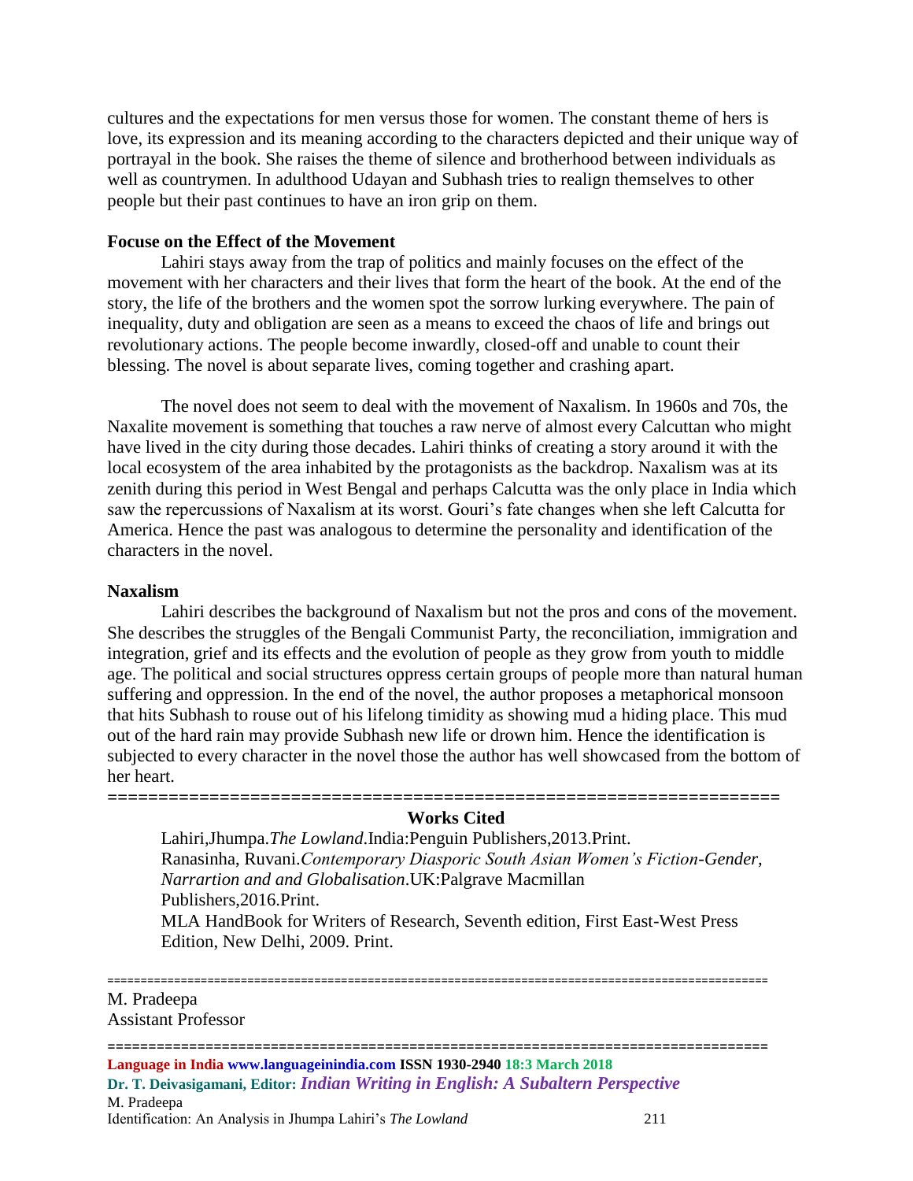cultures and the expectations for men versus those for women. The constant theme of hers is love, its expression and its meaning according to the characters depicted and their unique way of portrayal in the book. She raises the theme of silence and brotherhood between individuals as well as countrymen. In adulthood Udayan and Subhash tries to realign themselves to other people but their past continues to have an iron grip on them.

**Focuse on the Effect of the Movement**

Lahiri stays away from the trap of politics and mainly focuses on the effect of the movement with her characters and their lives that form the heart of the book. At the end of the story, the life of the brothers and the women spot the sorrow lurking everywhere. The pain of inequality, duty and obligation are seen as a means to exceed the chaos of life and brings out revolutionary actions. The people become inwardly, closed-off and unable to count their blessing. The novel is about separate lives, coming together and crashing apart.

The novel does not seem to deal with the movement of Naxalism. In 1960s and 70s, the Naxalite movement is something that touches a raw nerve of almost every Calcuttan who might have lived in the city during those decades. Lahiri thinks of creating a story around it with the local ecosystem of the area inhabited by the protagonists as the backdrop. Naxalism was at its zenith during this period in West Bengal and perhaps Calcutta was the only place in India which saw the repercussions of Naxalism at its worst. Gouri's fate changes when she left Calcutta for America. Hence the past was analogous to determine the personality and identification of the characters in the novel.

**Naxalism**

Lahiri describes the background of Naxalism but not the pros and cons of the movement. She describes the struggles of the Bengali Communist Party, the reconciliation, immigration and integration, grief and its effects and the evolution of people as they grow from youth to middle age. The political and social structures oppress certain groups of people more than natural human suffering and oppression. In the end of the novel, the author proposes a metaphorical monsoon that hits Subhash to rouse out of his lifelong timidity as showing mud a hiding place. This mud out of the hard rain may provide Subhash new life or drown him. Hence the identification is subjected to every character in the novel those the author has well showcased from the bottom of her heart.

=================================================================

**Works Cited**

Lahiri,Jhumpa.*The Lowland*.India:Penguin Publishers,2013.Print.

Ranasinha, Ruvani.*Contemporary Diasporic South Asian Women's Fiction-Gender, Narrartion and and Globalisation*.UK:Palgrave Macmillan Publishers,2016.Print.

MLA HandBook for Writers of Research, Seventh edition, First East-West Press Edition, New Delhi, 2009. Print.

=================================================================

M. Pradeepa
Assistant Professor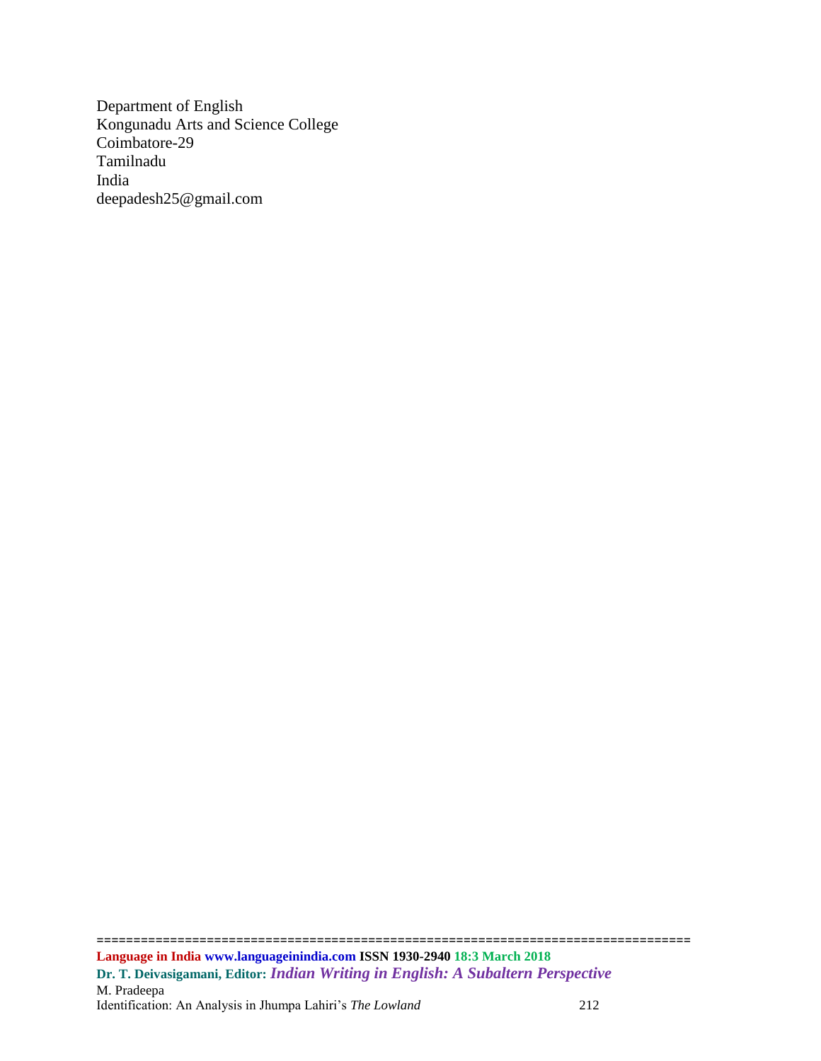Department of English
Kongunadu Arts and Science College
Coimbatore-29
Tamilnadu
India
deepadesh25@gmail.com